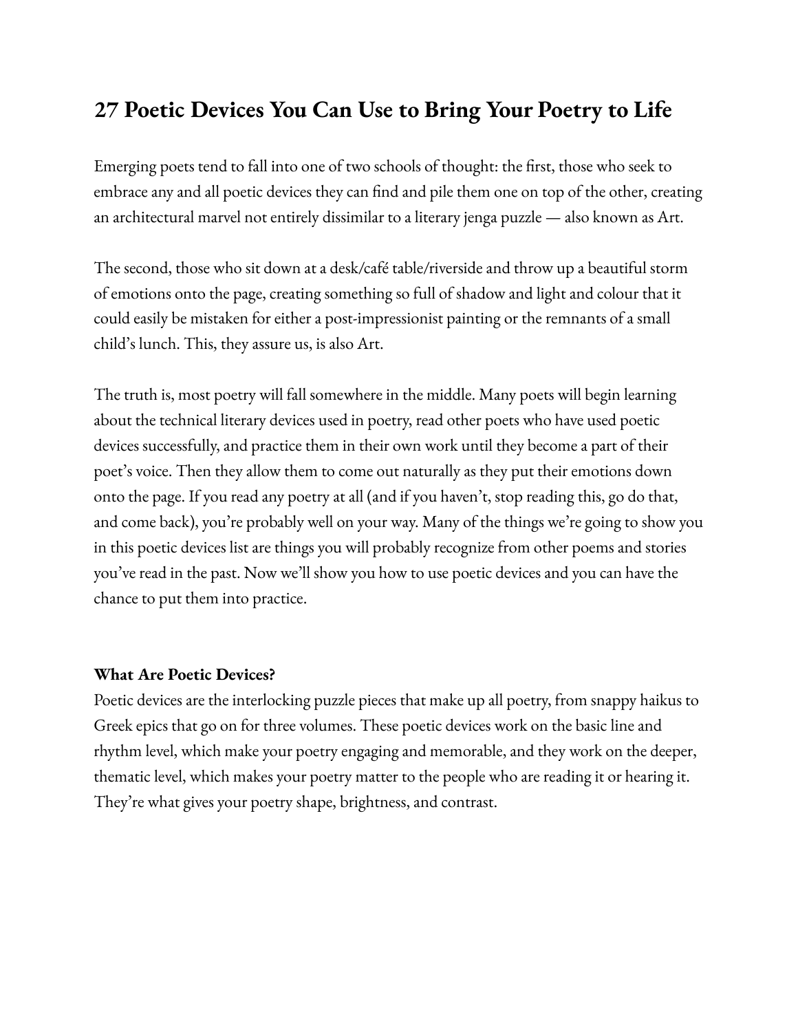# 27 Poetic Devices You Can Use to Bring Your Poetry to Life

Emerging poets tend to fall into one of two schools of thought: the first, those who seek to embrace any and all poetic devices they can find and pile them one on top of the other, creating an architectural marvel not entirely dissimilar to a literary jenga puzzle — also known as Art.

The second, those who sit down at a desk/café table/riverside and throw up a beautiful storm of emotions onto the page, creating something so full of shadow and light and colour that it could easily be mistaken for either a post-impressionist painting or the remnants of a small child's lunch. This, they assure us, is also Art.

The truth is, most poetry will fall somewhere in the middle. Many poets will begin learning about the technical literary devices used in poetry, read other poets who have used poetic devices successfully, and practice them in their own work until they become a part of their poet's voice. Then they allow them to come out naturally as they put their emotions down onto the page. If you read any poetry at all (and if you haven't, stop reading this, go do that, and come back), you're probably well on your way. Many of the things we're going to show you in this poetic devices list are things you will probably recognize from other poems and stories you've read in the past. Now we'll show you how to use poetic devices and you can have the chance to put them into practice.

**What Are Poetic Devices?**

Poetic devices are the interlocking puzzle pieces that make up all poetry, from snappy haikus to Greek epics that go on for three volumes. These poetic devices work on the basic line and rhythm level, which make your poetry engaging and memorable, and they work on the deeper, thematic level, which makes your poetry matter to the people who are reading it or hearing it. They're what gives your poetry shape, brightness, and contrast.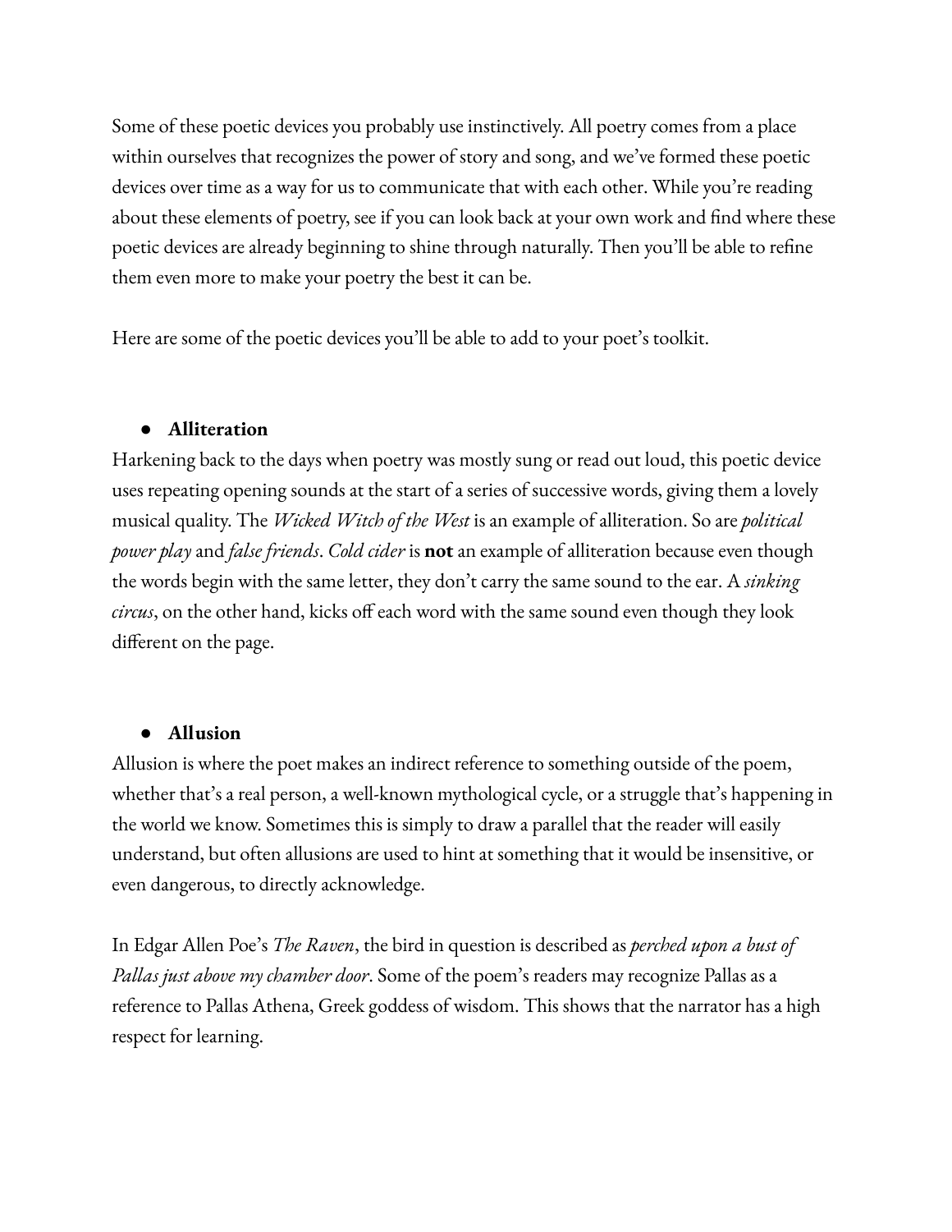Some of these poetic devices you probably use instinctively. All poetry comes from a place within ourselves that recognizes the power of story and song, and we've formed these poetic devices over time as a way for us to communicate that with each other. While you're reading about these elements of poetry, see if you can look back at your own work and find where these poetic devices are already beginning to shine through naturally. Then you'll be able to refine them even more to make your poetry the best it can be.

Here are some of the poetic devices you'll be able to add to your poet's toolkit.

- **Alliteration**

Harkening back to the days when poetry was mostly sung or read out loud, this poetic device uses repeating opening sounds at the start of a series of successive words, giving them a lovely musical quality. The *Wicked Witch of the West* is an example of alliteration. So are *political power play* and *false friends*. *Cold cider* is **not** an example of alliteration because even though the words begin with the same letter, they don't carry the same sound to the ear. A *sinking circus*, on the other hand, kicks off each word with the same sound even though they look different on the page.

- **Allusion**

Allusion is where the poet makes an indirect reference to something outside of the poem, whether that's a real person, a well-known mythological cycle, or a struggle that's happening in the world we know. Sometimes this is simply to draw a parallel that the reader will easily understand, but often allusions are used to hint at something that it would be insensitive, or even dangerous, to directly acknowledge.

In Edgar Allen Poe's *The Raven*, the bird in question is described as *perched upon a bust of Pallas just above my chamber door*. Some of the poem's readers may recognize Pallas as a reference to Pallas Athena, Greek goddess of wisdom. This shows that the narrator has a high respect for learning.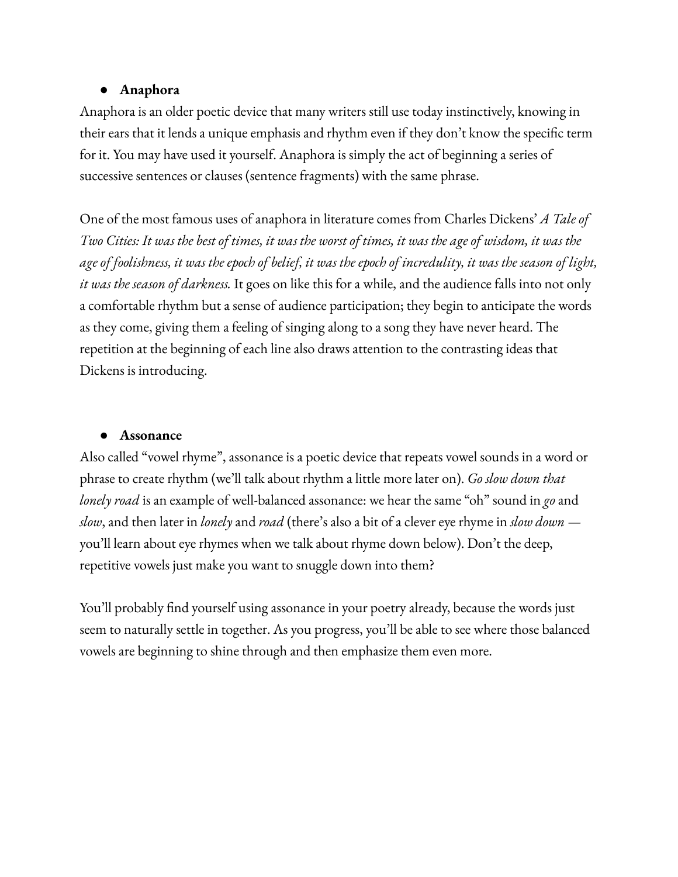- **Anaphora**

Anaphora is an older poetic device that many writers still use today instinctively, knowing in their ears that it lends a unique emphasis and rhythm even if they don't know the specific term for it. You may have used it yourself. Anaphora is simply the act of beginning a series of successive sentences or clauses (sentence fragments) with the same phrase.

One of the most famous uses of anaphora in literature comes from Charles Dickens' *A Tale of Two Cities: It was the best of times, it was the worst of times, it was the age of wisdom, it was the age of foolishness, it was the epoch of belief, it was the epoch of incredulity, it was the season of light, it was the season of darkness.* It goes on like this for a while, and the audience falls into not only a comfortable rhythm but a sense of audience participation; they begin to anticipate the words as they come, giving them a feeling of singing along to a song they have never heard. The repetition at the beginning of each line also draws attention to the contrasting ideas that Dickens is introducing.

- **Assonance**

Also called "vowel rhyme", assonance is a poetic device that repeats vowel sounds in a word or phrase to create rhythm (we'll talk about rhythm a little more later on). *Go slow down that lonely road* is an example of well-balanced assonance: we hear the same "oh" sound in *go* and *slow*, and then later in *lonely* and *road* (there's also a bit of a clever eye rhyme in *slow down* — you'll learn about eye rhymes when we talk about rhyme down below). Don't the deep, repetitive vowels just make you want to snuggle down into them?

You'll probably find yourself using assonance in your poetry already, because the words just seem to naturally settle in together. As you progress, you'll be able to see where those balanced vowels are beginning to shine through and then emphasize them even more.